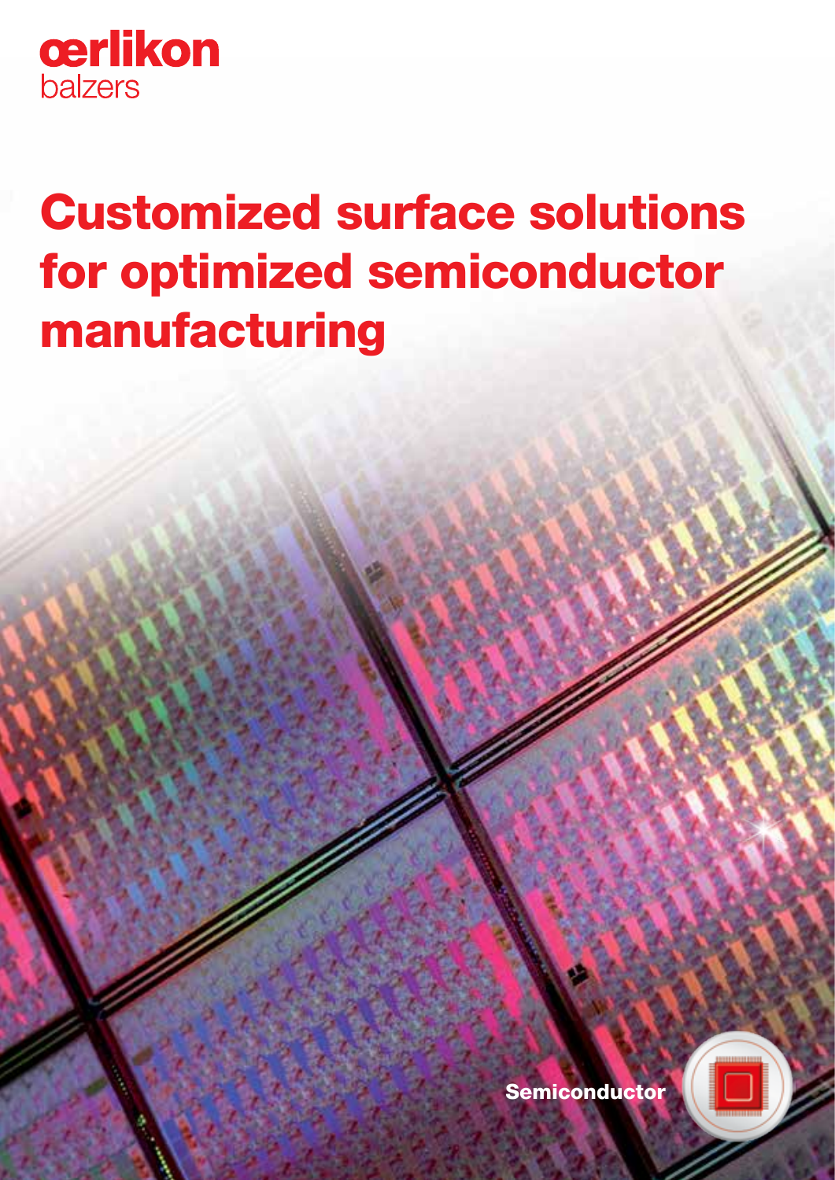oerlikon
balzers

# Customized surface solutions for optimized semiconductor manufacturing

Semiconductor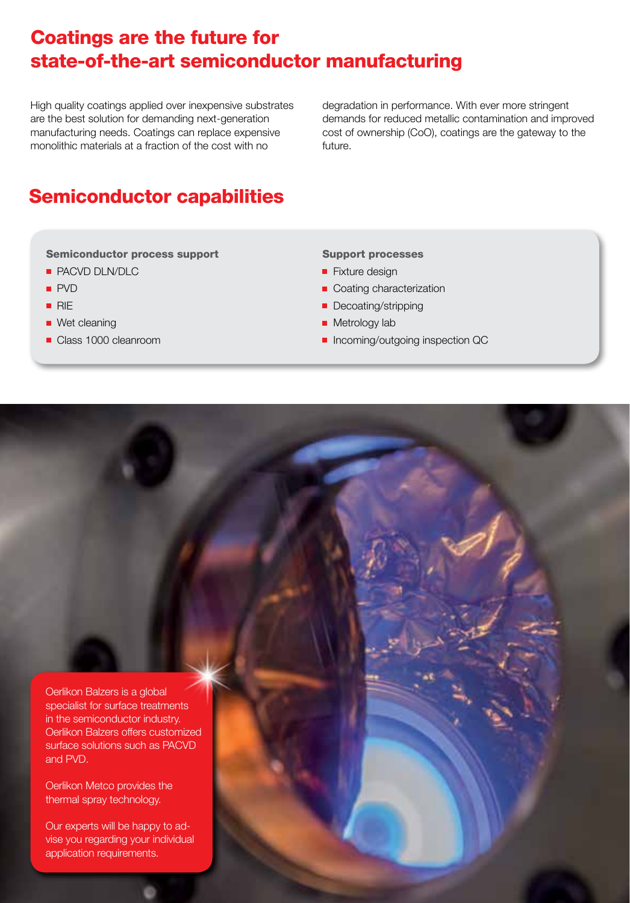# Coatings are the future for state-of-the-art semiconductor manufacturing

High quality coatings applied over inexpensive substrates are the best solution for demanding next-generation manufacturing needs. Coatings can replace expensive monolithic materials at a fraction of the cost with no degradation in performance. With ever more stringent demands for reduced metallic contamination and improved cost of ownership (CoO), coatings are the gateway to the future.

## Semiconductor capabilities

**Semiconductor process support**

- PACVD DLN/DLC
- PVD
- RIE
- Wet cleaning
- Class 1000 cleanroom

**Support processes**

- Fixture design
- Coating characterization
- Decoating/stripping
- Metrology lab
- Incoming/outgoing inspection QC

Oerlikon Balzers is a global specialist for surface treatments in the semiconductor industry. Oerlikon Balzers offers customized surface solutions such as PACVD and PVD.

Oerlikon Metco provides the thermal spray technology.

Our experts will be happy to advise you regarding your individual application requirements.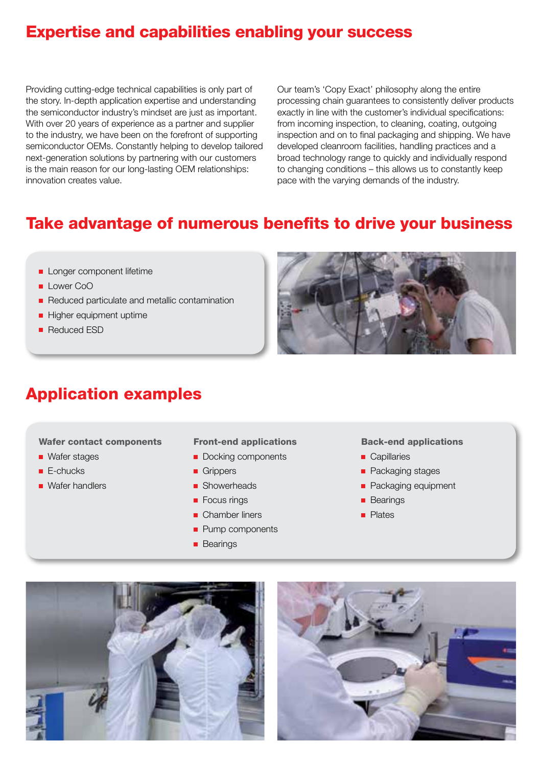## Expertise and capabilities enabling your success

Providing cutting-edge technical capabilities is only part of the story. In-depth application expertise and understanding the semiconductor industry's mindset are just as important. With over 20 years of experience as a partner and supplier to the industry, we have been on the forefront of supporting semiconductor OEMs. Constantly helping to develop tailored next-generation solutions by partnering with our customers is the main reason for our long-lasting OEM relationships: innovation creates value.

Our team's 'Copy Exact' philosophy along the entire processing chain guarantees to consistently deliver products exactly in line with the customer's individual specifications: from incoming inspection, to cleaning, coating, outgoing inspection and on to final packaging and shipping. We have developed cleanroom facilities, handling practices and a broad technology range to quickly and individually respond to changing conditions – this allows us to constantly keep pace with the varying demands of the industry.

## Take advantage of numerous benefits to drive your business

- Longer component lifetime
- Lower CoO
- Reduced particulate and metallic contamination
- Higher equipment uptime
- Reduced ESD

## Application examples

**Wafer contact components**

- Wafer stages
- E-chucks
- Wafer handlers

**Front-end applications**

- Docking components
- Grippers
- Showerheads
- Focus rings
- Chamber liners
- Pump components
- Bearings

**Back-end applications**

- Capillaries
- Packaging stages
- Packaging equipment
- Bearings
- Plates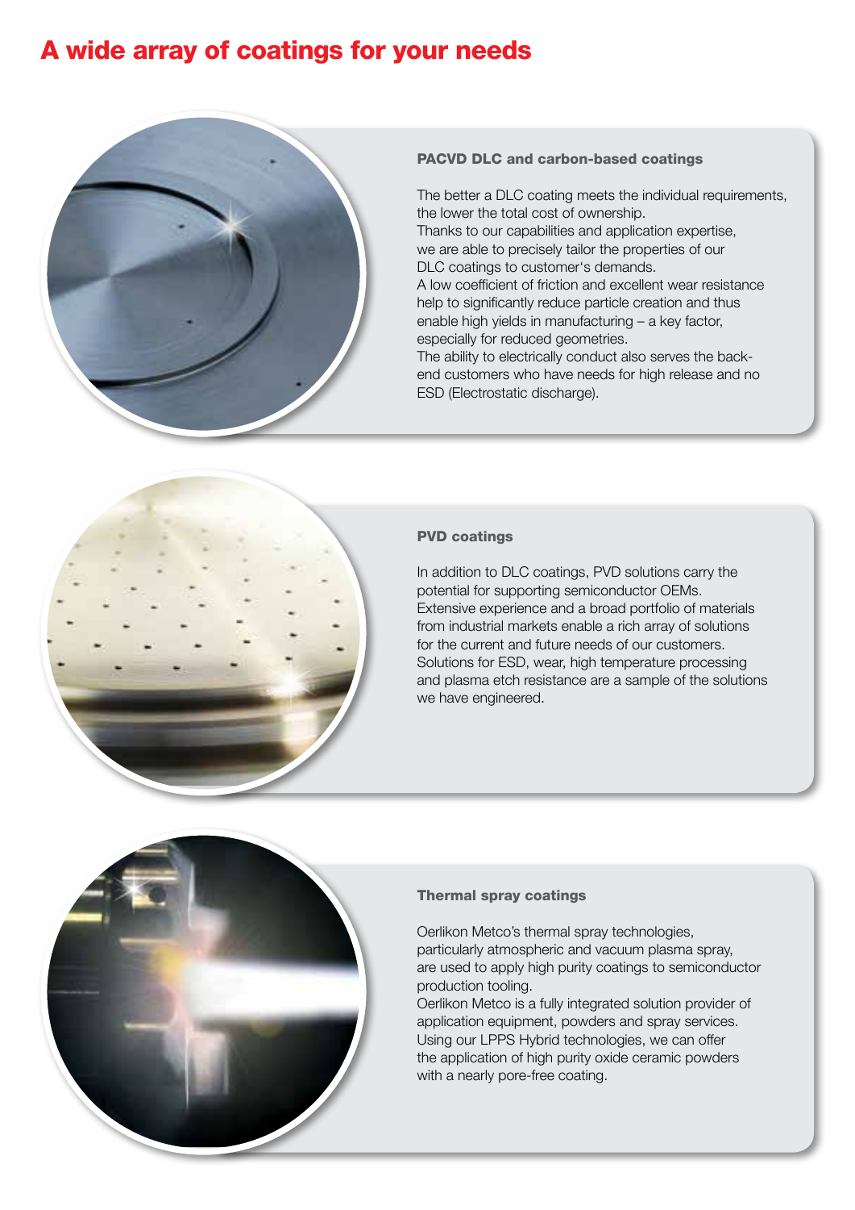# A wide array of coatings for your needs

### PACVD DLC and carbon-based coatings

The better a DLC coating meets the individual requirements, the lower the total cost of ownership.
Thanks to our capabilities and application expertise, we are able to precisely tailor the properties of our DLC coatings to customer's demands.
A low coefficient of friction and excellent wear resistance help to significantly reduce particle creation and thus enable high yields in manufacturing – a key factor, especially for reduced geometries.
The ability to electrically conduct also serves the back-end customers who have needs for high release and no ESD (Electrostatic discharge).

### PVD coatings

In addition to DLC coatings, PVD solutions carry the potential for supporting semiconductor OEMs.
Extensive experience and a broad portfolio of materials from industrial markets enable a rich array of solutions for the current and future needs of our customers.
Solutions for ESD, wear, high temperature processing and plasma etch resistance are a sample of the solutions we have engineered.

### Thermal spray coatings

Oerlikon Metco's thermal spray technologies, particularly atmospheric and vacuum plasma spray, are used to apply high purity coatings to semiconductor production tooling.
Oerlikon Metco is a fully integrated solution provider of application equipment, powders and spray services.
Using our LPPS Hybrid technologies, we can offer the application of high purity oxide ceramic powders with a nearly pore-free coating.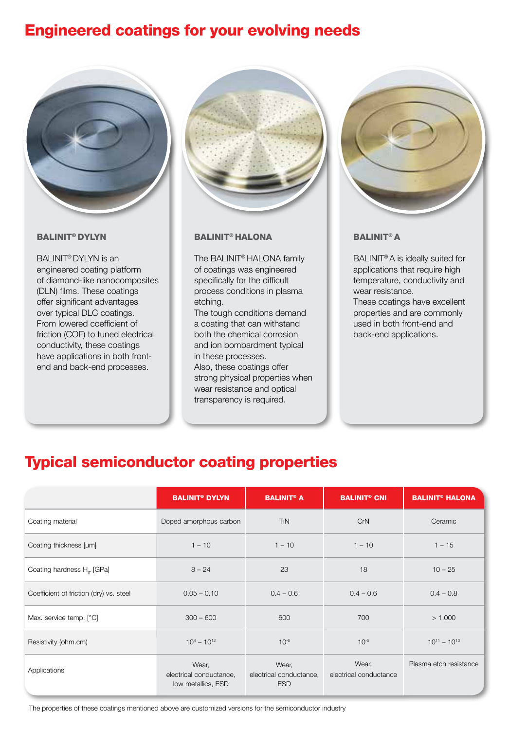# Engineered coatings for your evolving needs

### BALINIT® DYLYN

BALINIT® DYLYN is an engineered coating platform of diamond-like nanocomposites (DLN) films. These coatings offer significant advantages over typical DLC coatings. From lowered coefficient of friction (COF) to tuned electrical conductivity, these coatings have applications in both front-end and back-end processes.

### BALINIT® HALONA

The BALINIT® HALONA family of coatings was engineered specifically for the difficult process conditions in plasma etching.
The tough conditions demand a coating that can withstand both the chemical corrosion and ion bombardment typical in these processes.
Also, these coatings offer strong physical properties when wear resistance and optical transparency is required.

### BALINIT® A

BALINIT® A is ideally suited for applications that require high temperature, conductivity and wear resistance.
These coatings have excellent properties and are commonly used in both front-end and back-end applications.

# Typical semiconductor coating properties

| | BALINIT® DYLYN | BALINIT® A | BALINIT® CNI | BALINIT® HALONA |
|---|---|---|---|---|
| Coating material | Doped amorphous carbon | TiN | CrN | Ceramic |
| Coating thickness [µm] | 1 – 10 | 1 – 10 | 1 – 10 | 1 – 15 |
| Coating hardness $H_{IT}$ [GPa] | 8 – 24 | 23 | 18 | 10 – 25 |
| Coefficient of friction (dry) vs. steel | 0.05 – 0.10 | 0.4 – 0.6 | 0.4 – 0.6 | 0.4 – 0.8 |
| Max. service temp. [°C] | 300 – 600 | 600 | 700 | > 1,000 |
| Resistivity (ohm.cm) | $10^4 – 10^{12}$ | $10^{-6}$ | $10^{-5}$ | $10^{11} – 10^{13}$ |
| Applications | Wear, electrical conductance, low metallics, ESD | Wear, electrical conductance, ESD | Wear, electrical conductance | Plasma etch resistance |

The properties of these coatings mentioned above are customized versions for the semiconductor industry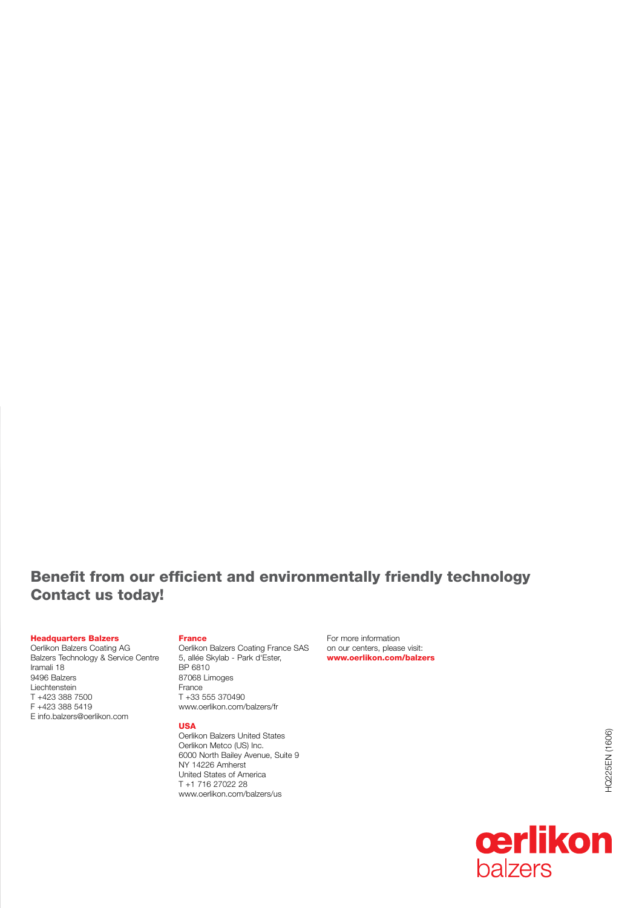## Benefit from our efficient and environmentally friendly technology
## Contact us today!

**Headquarters Balzers**
Oerlikon Balzers Coating AG
Balzers Technology & Service Centre
Iramali 18
9496 Balzers
Liechtenstein
T +423 388 7500
F +423 388 5419
E info.balzers@oerlikon.com

**France**
Oerlikon Balzers Coating France SAS
5, allée Skylab - Park d'Ester,
BP 6810
87068 Limoges
France
T +33 555 370490
www.oerlikon.com/balzers/fr

**USA**
Oerlikon Balzers United States
Oerlikon Metco (US) Inc.
6000 North Bailey Avenue, Suite 9
NY 14226 Amherst
United States of America
T +1 716 27022 28
www.oerlikon.com/balzers/us

For more information
on our centers, please visit:
**www.oerlikon.com/balzers**

HQ225EN (1606)

oerlikon
balzers